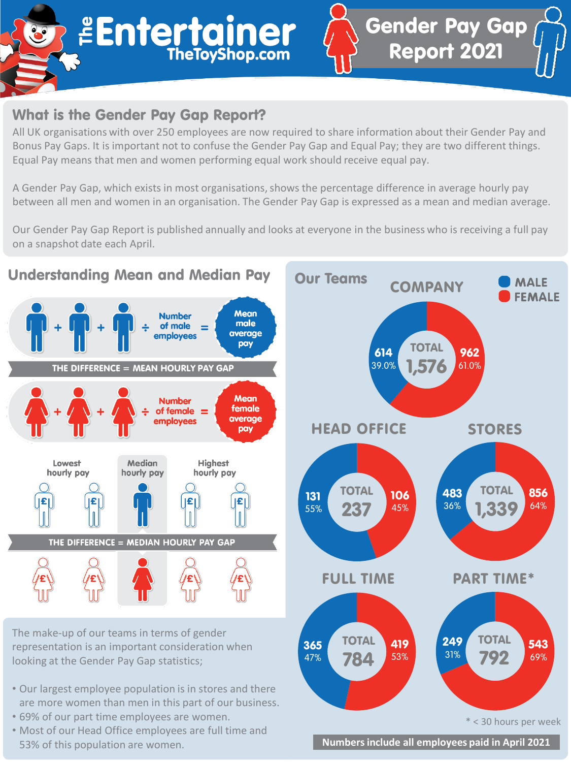# The Entertainer TheToyShop.com

# Gender Pay Gap Report 2021

## What is the Gender Pay Gap Report?

All UK organisations with over 250 employees are now required to share information about their Gender Pay and Bonus Pay Gaps. It is important not to confuse the Gender Pay Gap and Equal Pay; they are two different things. Equal Pay means that men and women performing equal work should receive equal pay.

A Gender Pay Gap, which exists in most organisations, shows the percentage difference in average hourly pay between all men and women in an organisation. The Gender Pay Gap is expressed as a mean and median average.

Our Gender Pay Gap Report is published annually and looks at everyone in the business who is receiving a full pay on a snapshot date each April.

## Understanding Mean and Median Pay

+ + ÷ Number of male employees = Mean male average pay

THE DIFFERENCE = MEAN HOURLY PAY GAP

+ + ÷ Number of female employees = Mean female average pay

Lowest hourly pay — Median hourly pay — Highest hourly pay

THE DIFFERENCE = MEDIAN HOURLY PAY GAP

## Our Teams

MALE / FEMALE

| | Male | Female | Total |
|---|---|---|---|
| COMPANY | 614 (39.0%) | 962 (61.0%) | 1,576 |
| HEAD OFFICE | 131 (55%) | 106 (45%) | 237 |
| STORES | 483 (36%) | 856 (64%) | 1,339 |
| FULL TIME | 365 (47%) | 419 (53%) | 784 |
| PART TIME* | 249 (31%) | 543 (69%) | 792 |

* < 30 hours per week

**Numbers include all employees paid in April 2021**

The make-up of our teams in terms of gender representation is an important consideration when looking at the Gender Pay Gap statistics;

- Our largest employee population is in stores and there are more women than men in this part of our business.
- 69% of our part time employees are women.
- Most of our Head Office employees are full time and 53% of this population are women.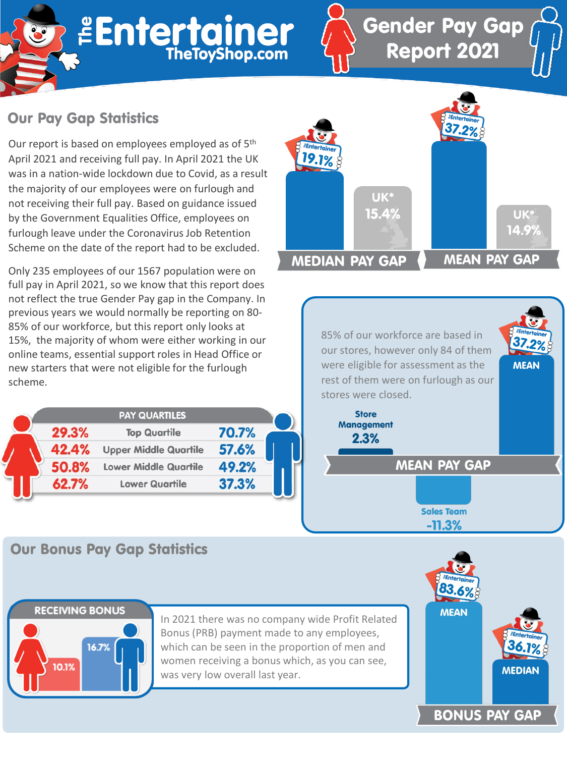# The Entertainer TheToyShop.com

# Gender Pay Gap Report 2021

## Our Pay Gap Statistics

Our report is based on employees employed as of 5th April 2021 and receiving full pay. In April 2021 the UK was in a nation-wide lockdown due to Covid, as a result the majority of our employees were on furlough and not receiving their full pay. Based on guidance issued by the Government Equalities Office, employees on furlough leave under the Coronavirus Job Retention Scheme on the date of the report had to be excluded.

Only 235 employees of our 1567 population were on full pay in April 2021, so we know that this report does not reflect the true Gender Pay gap in the Company. In previous years we would normally be reporting on 80-85% of our workforce, but this report only looks at 15%, the majority of whom were either working in our online teams, essential support roles in Head Office or new starters that were not eligible for the furlough scheme.

| | Entertainer | UK* |
|---|---|---|
| MEDIAN PAY GAP | 19.1% | 15.4% |
| MEAN PAY GAP | 37.2% | 14.9% |

| Women | PAY QUARTILES | Men |
|---|---|---|
| 29.3% | Top Quartile | 70.7% |
| 42.4% | Upper Middle Quartile | 57.6% |
| 50.8% | Lower Middle Quartile | 49.2% |
| 62.7% | Lower Quartile | 37.3% |

85% of our workforce are based in our stores, however only 84 of them were eligible for assessment as the rest of them were on furlough as our stores were closed.

**MEAN PAY GAP**

- Entertainer MEAN: 37.2%
- Store Management: 2.3%
- Sales Team: -11.3%

## Our Bonus Pay Gap Statistics

**RECEIVING BONUS**

- Women: 10.1%
- Men: 16.7%

In 2021 there was no company wide Profit Related Bonus (PRB) payment made to any employees, which can be seen in the proportion of men and women receiving a bonus which, as you can see, was very low overall last year.

**BONUS PAY GAP**

- MEAN: 83.6%
- MEDIAN: 36.1%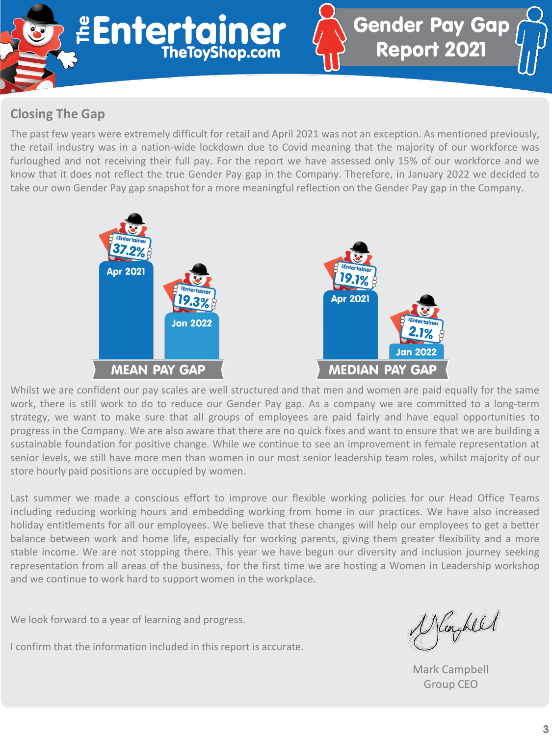# Gender Pay Gap Report 2021

## Closing The Gap

The past few years were extremely difficult for retail and April 2021 was not an exception. As mentioned previously, the retail industry was in a nation-wide lockdown due to Covid meaning that the majority of our workforce was furloughed and not receiving their full pay. For the report we have assessed only 15% of our workforce and we know that it does not reflect the true Gender Pay gap in the Company. Therefore, in January 2022 we decided to take our own Gender Pay gap snapshot for a more meaningful reflection on the Gender Pay gap in the Company.

37.2%
Apr 2021
19.3%
Jan 2022
MEAN PAY GAP

19.1%
Apr 2021
2.1%
Jan 2022
MEDIAN PAY GAP

Whilst we are confident our pay scales are well structured and that men and women are paid equally for the same work, there is still work to do to reduce our Gender Pay gap. As a company we are committed to a long-term strategy, we want to make sure that all groups of employees are paid fairly and have equal opportunities to progress in the Company. We are also aware that there are no quick fixes and want to ensure that we are building a sustainable foundation for positive change. While we continue to see an improvement in female representation at senior levels, we still have more men than women in our most senior leadership team roles, whilst majority of our store hourly paid positions are occupied by women.

Last summer we made a conscious effort to improve our flexible working policies for our Head Office Teams including reducing working hours and embedding working from home in our practices. We have also increased holiday entitlements for all our employees. We believe that these changes will help our employees to get a better balance between work and home life, especially for working parents, giving them greater flexibility and a more stable income. We are not stopping there. This year we have begun our diversity and inclusion journey seeking representation from all areas of the business, for the first time we are hosting a Women in Leadership workshop and we continue to work hard to support women in the workplace.

We look forward to a year of learning and progress.

I confirm that the information included in this report is accurate.

Mark Campbell
Group CEO